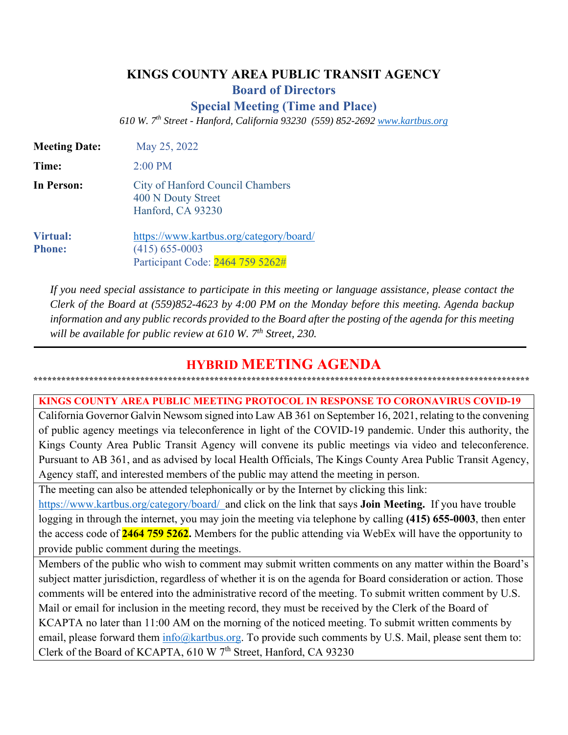# KINGS COUNTY AREA PUBLIC TRANSIT AGENCY

## Board of Directors

## Special Meeting (Time and Place)

*610 W. 7th Street - Hanford, California 93230 (559) 852-2692 www.kartbus.org*

| | |
|---|---|
| **Meeting Date:** | May 25, 2022 |
| **Time:** | 2:00 PM |
| **In Person:** | City of Hanford Council Chambers<br>400 N Douty Street<br>Hanford, CA 93230 |
| **Virtual:** | https://www.kartbus.org/category/board/ |
| **Phone:** | (415) 655-0003<br>Participant Code: 2464 759 5262# |

*If you need special assistance to participate in this meeting or language assistance, please contact the Clerk of the Board at (559)852-4623 by 4:00 PM on the Monday before this meeting. Agenda backup information and any public records provided to the Board after the posting of the agenda for this meeting will be available for public review at 610 W. 7th Street, 230.*

---

## HYBRID MEETING AGENDA

****************************************************************************************************************

**KINGS COUNTY AREA PUBLIC MEETING PROTOCOL IN RESPONSE TO CORONAVIRUS COVID-19**

California Governor Galvin Newsom signed into Law AB 361 on September 16, 2021, relating to the convening of public agency meetings via teleconference in light of the COVID-19 pandemic. Under this authority, the Kings County Area Public Transit Agency will convene its public meetings via video and teleconference. Pursuant to AB 361, and as advised by local Health Officials, The Kings County Area Public Transit Agency, Agency staff, and interested members of the public may attend the meeting in person.

The meeting can also be attended telephonically or by the Internet by clicking this link: https://www.kartbus.org/category/board/ and click on the link that says **Join Meeting.** If you have trouble logging in through the internet, you may join the meeting via telephone by calling **(415) 655-0003**, then enter the access code of **2464 759 5262.** Members for the public attending via WebEx will have the opportunity to provide public comment during the meetings.

Members of the public who wish to comment may submit written comments on any matter within the Board's subject matter jurisdiction, regardless of whether it is on the agenda for Board consideration or action. Those comments will be entered into the administrative record of the meeting. To submit written comment by U.S. Mail or email for inclusion in the meeting record, they must be received by the Clerk of the Board of KCAPTA no later than 11:00 AM on the morning of the noticed meeting. To submit written comments by email, please forward them info@kartbus.org. To provide such comments by U.S. Mail, please sent them to: Clerk of the Board of KCAPTA, 610 W 7th Street, Hanford, CA 93230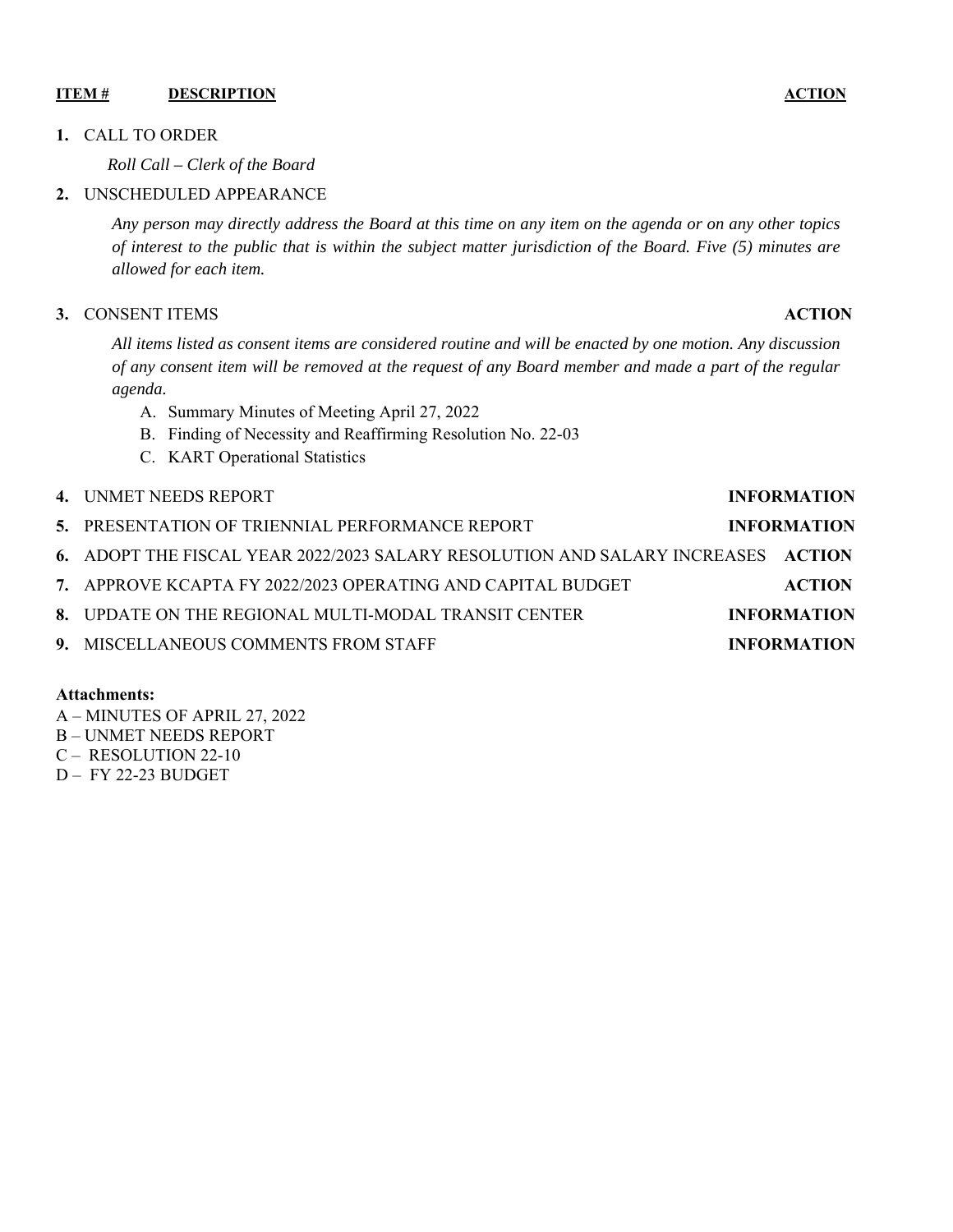| ITEM # | DESCRIPTION | ACTION |
|---|---|---|

**1.** CALL TO ORDER

*Roll Call – Clerk of the Board*

**2.** UNSCHEDULED APPEARANCE

*Any person may directly address the Board at this time on any item on the agenda or on any other topics of interest to the public that is within the subject matter jurisdiction of the Board. Five (5) minutes are allowed for each item.*

**3.** CONSENT ITEMS **ACTION**

*All items listed as consent items are considered routine and will be enacted by one motion. Any discussion of any consent item will be removed at the request of any Board member and made a part of the regular agenda.*

A. Summary Minutes of Meeting April 27, 2022
B. Finding of Necessity and Reaffirming Resolution No. 22-03
C. KART Operational Statistics

**4.** UNMET NEEDS REPORT **INFORMATION**

**5.** PRESENTATION OF TRIENNIAL PERFORMANCE REPORT **INFORMATION**

**6.** ADOPT THE FISCAL YEAR 2022/2023 SALARY RESOLUTION AND SALARY INCREASES **ACTION**

**7.** APPROVE KCAPTA FY 2022/2023 OPERATING AND CAPITAL BUDGET **ACTION**

**8.** UPDATE ON THE REGIONAL MULTI-MODAL TRANSIT CENTER **INFORMATION**

**9.** MISCELLANEOUS COMMENTS FROM STAFF **INFORMATION**

**Attachments:**

A – MINUTES OF APRIL 27, 2022
B – UNMET NEEDS REPORT
C – RESOLUTION 22-10
D – FY 22-23 BUDGET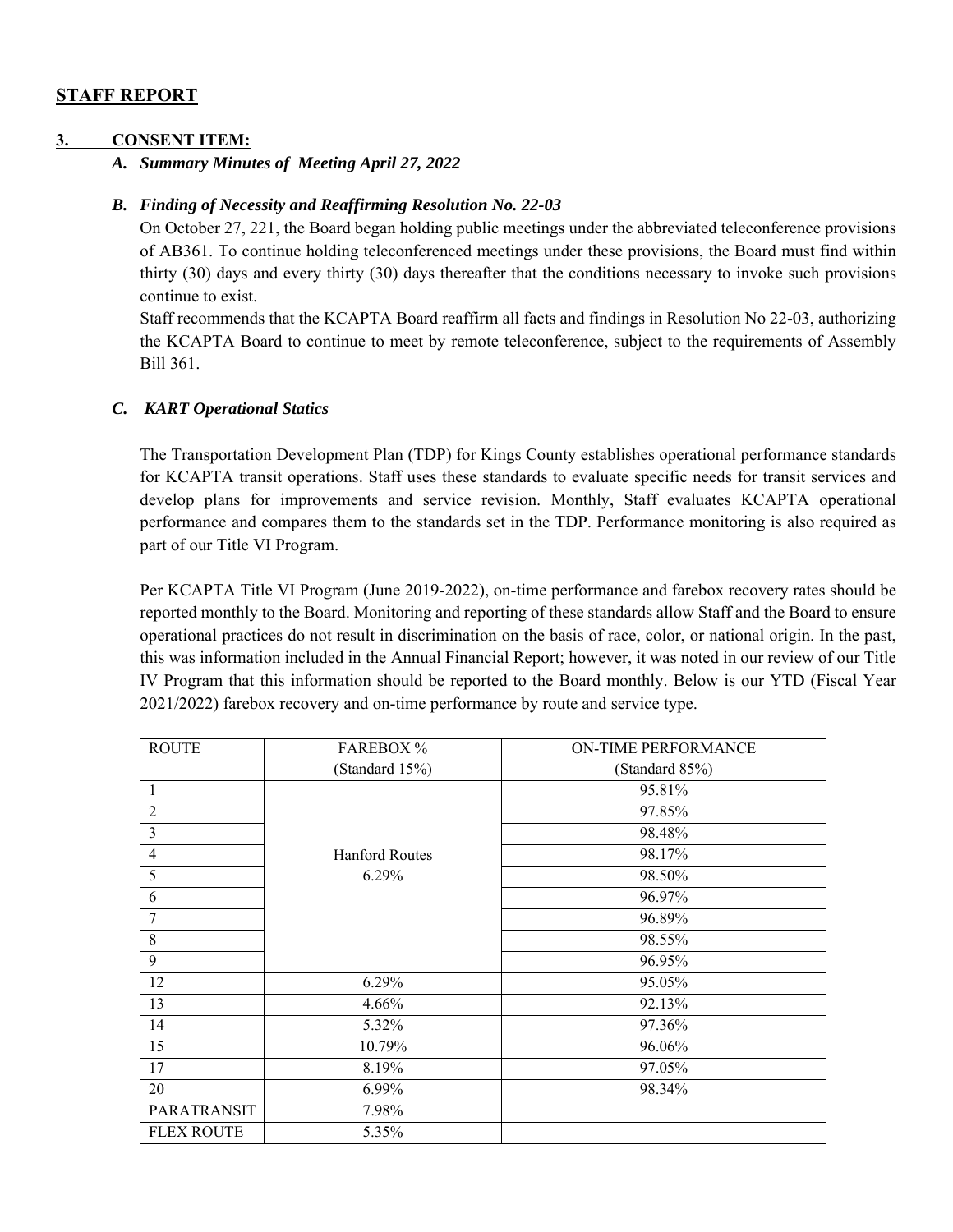## STAFF REPORT

**3. CONSENT ITEM:**

***A. Summary Minutes of Meeting April 27, 2022***

***B. Finding of Necessity and Reaffirming Resolution No. 22-03***

On October 27, 221, the Board began holding public meetings under the abbreviated teleconference provisions of AB361. To continue holding teleconferenced meetings under these provisions, the Board must find within thirty (30) days and every thirty (30) days thereafter that the conditions necessary to invoke such provisions continue to exist.

Staff recommends that the KCAPTA Board reaffirm all facts and findings in Resolution No 22-03, authorizing the KCAPTA Board to continue to meet by remote teleconference, subject to the requirements of Assembly Bill 361.

***C. KART Operational Statics***

The Transportation Development Plan (TDP) for Kings County establishes operational performance standards for KCAPTA transit operations. Staff uses these standards to evaluate specific needs for transit services and develop plans for improvements and service revision. Monthly, Staff evaluates KCAPTA operational performance and compares them to the standards set in the TDP. Performance monitoring is also required as part of our Title VI Program.

Per KCAPTA Title VI Program (June 2019-2022), on-time performance and farebox recovery rates should be reported monthly to the Board. Monitoring and reporting of these standards allow Staff and the Board to ensure operational practices do not result in discrimination on the basis of race, color, or national origin. In the past, this was information included in the Annual Financial Report; however, it was noted in our review of our Title IV Program that this information should be reported to the Board monthly. Below is our YTD (Fiscal Year 2021/2022) farebox recovery and on-time performance by route and service type.

| ROUTE | FAREBOX % (Standard 15%) | ON-TIME PERFORMANCE (Standard 85%) |
|---|---|---|
| 1 | Hanford Routes 6.29% | 95.81% |
| 2 | | 97.85% |
| 3 | | 98.48% |
| 4 | | 98.17% |
| 5 | | 98.50% |
| 6 | | 96.97% |
| 7 | | 96.89% |
| 8 | | 98.55% |
| 9 | | 96.95% |
| 12 | 6.29% | 95.05% |
| 13 | 4.66% | 92.13% |
| 14 | 5.32% | 97.36% |
| 15 | 10.79% | 96.06% |
| 17 | 8.19% | 97.05% |
| 20 | 6.99% | 98.34% |
| PARATRANSIT | 7.98% | |
| FLEX ROUTE | 5.35% | |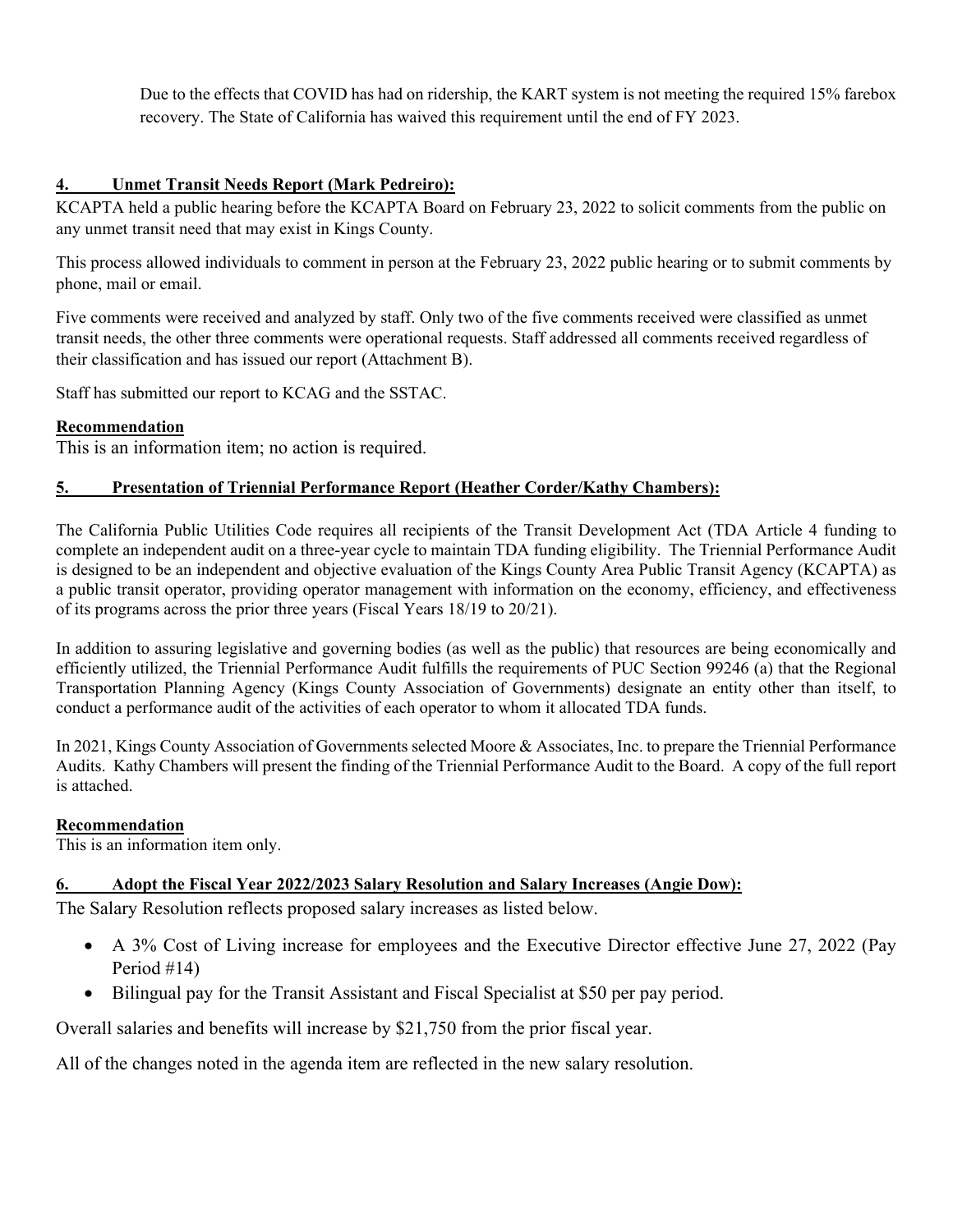Due to the effects that COVID has had on ridership, the KART system is not meeting the required 15% farebox recovery. The State of California has waived this requirement until the end of FY 2023.

**4. Unmet Transit Needs Report (Mark Pedreiro):**

KCAPTA held a public hearing before the KCAPTA Board on February 23, 2022 to solicit comments from the public on any unmet transit need that may exist in Kings County.

This process allowed individuals to comment in person at the February 23, 2022 public hearing or to submit comments by phone, mail or email.

Five comments were received and analyzed by staff. Only two of the five comments received were classified as unmet transit needs, the other three comments were operational requests. Staff addressed all comments received regardless of their classification and has issued our report (Attachment B).

Staff has submitted our report to KCAG and the SSTAC.

**Recommendation**

This is an information item; no action is required.

**5. Presentation of Triennial Performance Report (Heather Corder/Kathy Chambers):**

The California Public Utilities Code requires all recipients of the Transit Development Act (TDA Article 4 funding to complete an independent audit on a three-year cycle to maintain TDA funding eligibility. The Triennial Performance Audit is designed to be an independent and objective evaluation of the Kings County Area Public Transit Agency (KCAPTA) as a public transit operator, providing operator management with information on the economy, efficiency, and effectiveness of its programs across the prior three years (Fiscal Years 18/19 to 20/21).

In addition to assuring legislative and governing bodies (as well as the public) that resources are being economically and efficiently utilized, the Triennial Performance Audit fulfills the requirements of PUC Section 99246 (a) that the Regional Transportation Planning Agency (Kings County Association of Governments) designate an entity other than itself, to conduct a performance audit of the activities of each operator to whom it allocated TDA funds.

In 2021, Kings County Association of Governments selected Moore & Associates, Inc. to prepare the Triennial Performance Audits. Kathy Chambers will present the finding of the Triennial Performance Audit to the Board. A copy of the full report is attached.

**Recommendation**

This is an information item only.

**6. Adopt the Fiscal Year 2022/2023 Salary Resolution and Salary Increases (Angie Dow):**

The Salary Resolution reflects proposed salary increases as listed below.

- A 3% Cost of Living increase for employees and the Executive Director effective June 27, 2022 (Pay Period #14)
- Bilingual pay for the Transit Assistant and Fiscal Specialist at $50 per pay period.

Overall salaries and benefits will increase by $21,750 from the prior fiscal year.

All of the changes noted in the agenda item are reflected in the new salary resolution.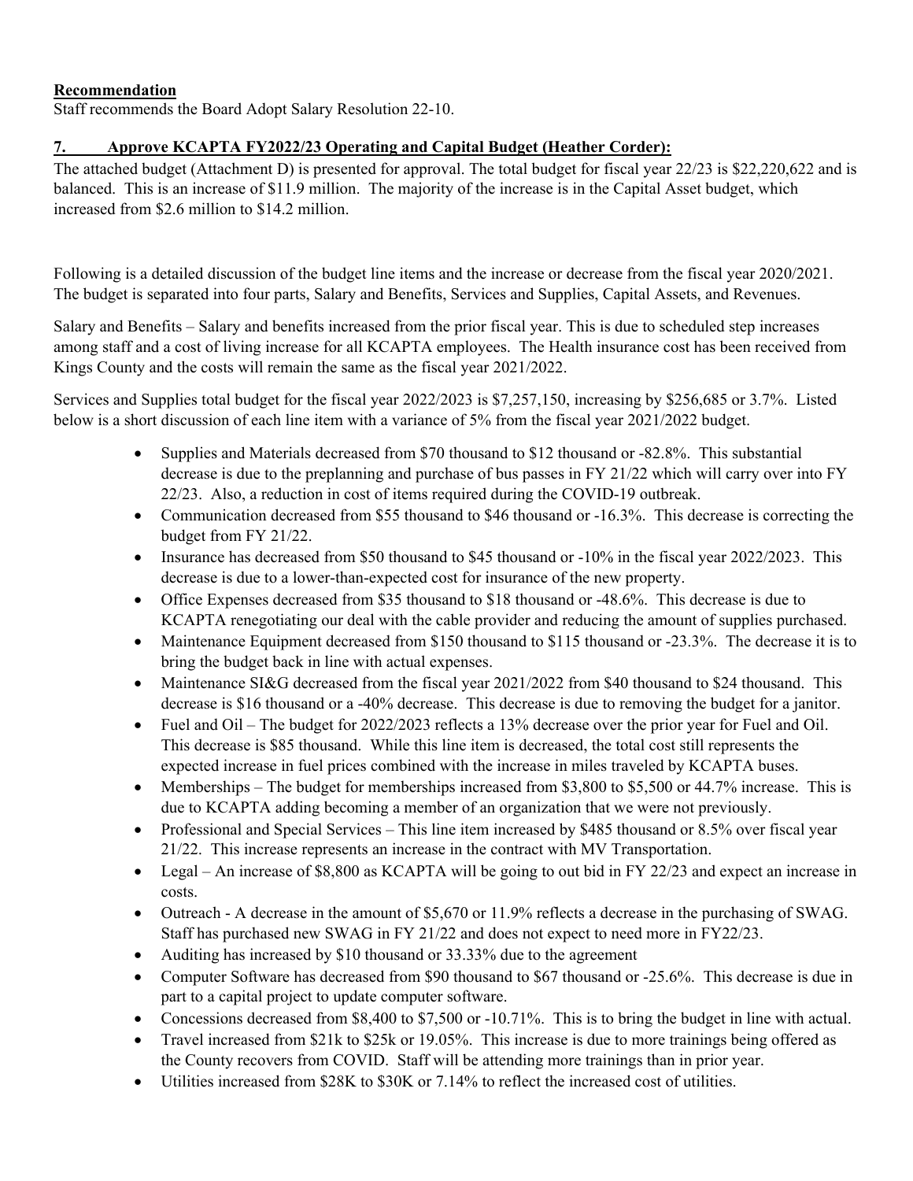**Recommendation**
Staff recommends the Board Adopt Salary Resolution 22-10.

**7. Approve KCAPTA FY2022/23 Operating and Capital Budget (Heather Corder):**

The attached budget (Attachment D) is presented for approval. The total budget for fiscal year 22/23 is $22,220,622 and is balanced. This is an increase of $11.9 million. The majority of the increase is in the Capital Asset budget, which increased from $2.6 million to $14.2 million.

Following is a detailed discussion of the budget line items and the increase or decrease from the fiscal year 2020/2021. The budget is separated into four parts, Salary and Benefits, Services and Supplies, Capital Assets, and Revenues.

Salary and Benefits – Salary and benefits increased from the prior fiscal year. This is due to scheduled step increases among staff and a cost of living increase for all KCAPTA employees. The Health insurance cost has been received from Kings County and the costs will remain the same as the fiscal year 2021/2022.

Services and Supplies total budget for the fiscal year 2022/2023 is $7,257,150, increasing by $256,685 or 3.7%. Listed below is a short discussion of each line item with a variance of 5% from the fiscal year 2021/2022 budget.

- Supplies and Materials decreased from $70 thousand to $12 thousand or -82.8%. This substantial decrease is due to the preplanning and purchase of bus passes in FY 21/22 which will carry over into FY 22/23. Also, a reduction in cost of items required during the COVID-19 outbreak.
- Communication decreased from $55 thousand to $46 thousand or -16.3%. This decrease is correcting the budget from FY 21/22.
- Insurance has decreased from $50 thousand to $45 thousand or -10% in the fiscal year 2022/2023. This decrease is due to a lower-than-expected cost for insurance of the new property.
- Office Expenses decreased from $35 thousand to $18 thousand or -48.6%. This decrease is due to KCAPTA renegotiating our deal with the cable provider and reducing the amount of supplies purchased.
- Maintenance Equipment decreased from $150 thousand to $115 thousand or -23.3%. The decrease it is to bring the budget back in line with actual expenses.
- Maintenance SI&G decreased from the fiscal year 2021/2022 from $40 thousand to $24 thousand. This decrease is $16 thousand or a -40% decrease. This decrease is due to removing the budget for a janitor.
- Fuel and Oil – The budget for 2022/2023 reflects a 13% decrease over the prior year for Fuel and Oil. This decrease is $85 thousand. While this line item is decreased, the total cost still represents the expected increase in fuel prices combined with the increase in miles traveled by KCAPTA buses.
- Memberships – The budget for memberships increased from $3,800 to $5,500 or 44.7% increase. This is due to KCAPTA adding becoming a member of an organization that we were not previously.
- Professional and Special Services – This line item increased by $485 thousand or 8.5% over fiscal year 21/22. This increase represents an increase in the contract with MV Transportation.
- Legal – An increase of $8,800 as KCAPTA will be going to out bid in FY 22/23 and expect an increase in costs.
- Outreach - A decrease in the amount of $5,670 or 11.9% reflects a decrease in the purchasing of SWAG. Staff has purchased new SWAG in FY 21/22 and does not expect to need more in FY22/23.
- Auditing has increased by $10 thousand or 33.33% due to the agreement
- Computer Software has decreased from $90 thousand to $67 thousand or -25.6%. This decrease is due in part to a capital project to update computer software.
- Concessions decreased from $8,400 to $7,500 or -10.71%. This is to bring the budget in line with actual.
- Travel increased from $21k to $25k or 19.05%. This increase is due to more trainings being offered as the County recovers from COVID. Staff will be attending more trainings than in prior year.
- Utilities increased from $28K to $30K or 7.14% to reflect the increased cost of utilities.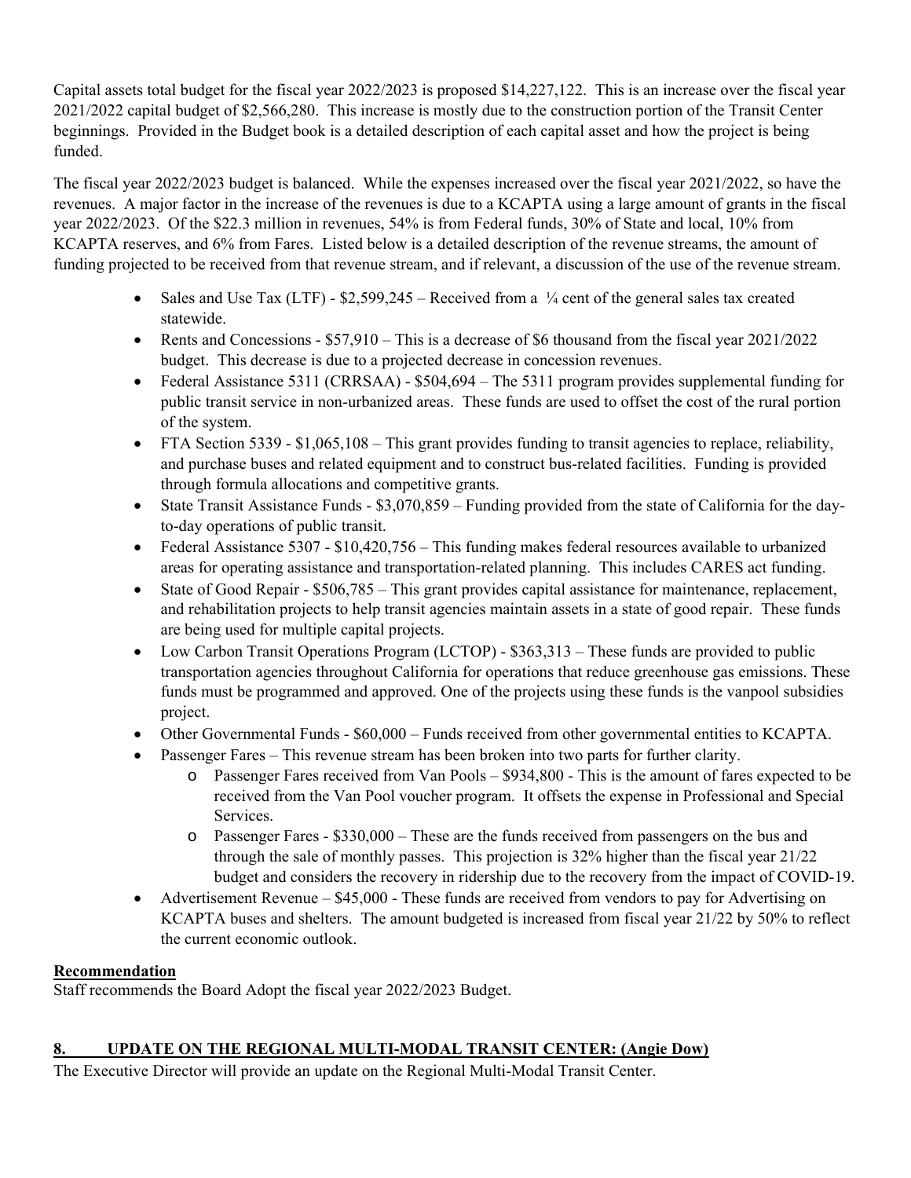Capital assets total budget for the fiscal year 2022/2023 is proposed $14,227,122. This is an increase over the fiscal year 2021/2022 capital budget of $2,566,280. This increase is mostly due to the construction portion of the Transit Center beginnings. Provided in the Budget book is a detailed description of each capital asset and how the project is being funded.

The fiscal year 2022/2023 budget is balanced. While the expenses increased over the fiscal year 2021/2022, so have the revenues. A major factor in the increase of the revenues is due to a KCAPTA using a large amount of grants in the fiscal year 2022/2023. Of the $22.3 million in revenues, 54% is from Federal funds, 30% of State and local, 10% from KCAPTA reserves, and 6% from Fares. Listed below is a detailed description of the revenue streams, the amount of funding projected to be received from that revenue stream, and if relevant, a discussion of the use of the revenue stream.

- Sales and Use Tax (LTF) - $2,599,245 – Received from a ¼ cent of the general sales tax created statewide.
- Rents and Concessions - $57,910 – This is a decrease of $6 thousand from the fiscal year 2021/2022 budget. This decrease is due to a projected decrease in concession revenues.
- Federal Assistance 5311 (CRRSAA) - $504,694 – The 5311 program provides supplemental funding for public transit service in non-urbanized areas. These funds are used to offset the cost of the rural portion of the system.
- FTA Section 5339 - $1,065,108 – This grant provides funding to transit agencies to replace, reliability, and purchase buses and related equipment and to construct bus-related facilities. Funding is provided through formula allocations and competitive grants.
- State Transit Assistance Funds - $3,070,859 – Funding provided from the state of California for the day-to-day operations of public transit.
- Federal Assistance 5307 - $10,420,756 – This funding makes federal resources available to urbanized areas for operating assistance and transportation-related planning. This includes CARES act funding.
- State of Good Repair - $506,785 – This grant provides capital assistance for maintenance, replacement, and rehabilitation projects to help transit agencies maintain assets in a state of good repair. These funds are being used for multiple capital projects.
- Low Carbon Transit Operations Program (LCTOP) - $363,313 – These funds are provided to public transportation agencies throughout California for operations that reduce greenhouse gas emissions. These funds must be programmed and approved. One of the projects using these funds is the vanpool subsidies project.
- Other Governmental Funds - $60,000 – Funds received from other governmental entities to KCAPTA.
- Passenger Fares – This revenue stream has been broken into two parts for further clarity.
  - Passenger Fares received from Van Pools – $934,800 - This is the amount of fares expected to be received from the Van Pool voucher program. It offsets the expense in Professional and Special Services.
  - Passenger Fares - $330,000 – These are the funds received from passengers on the bus and through the sale of monthly passes. This projection is 32% higher than the fiscal year 21/22 budget and considers the recovery in ridership due to the recovery from the impact of COVID-19.
- Advertisement Revenue – $45,000 - These funds are received from vendors to pay for Advertising on KCAPTA buses and shelters. The amount budgeted is increased from fiscal year 21/22 by 50% to reflect the current economic outlook.

**Recommendation**

Staff recommends the Board Adopt the fiscal year 2022/2023 Budget.

## 8. UPDATE ON THE REGIONAL MULTI-MODAL TRANSIT CENTER: (Angie Dow)

The Executive Director will provide an update on the Regional Multi-Modal Transit Center.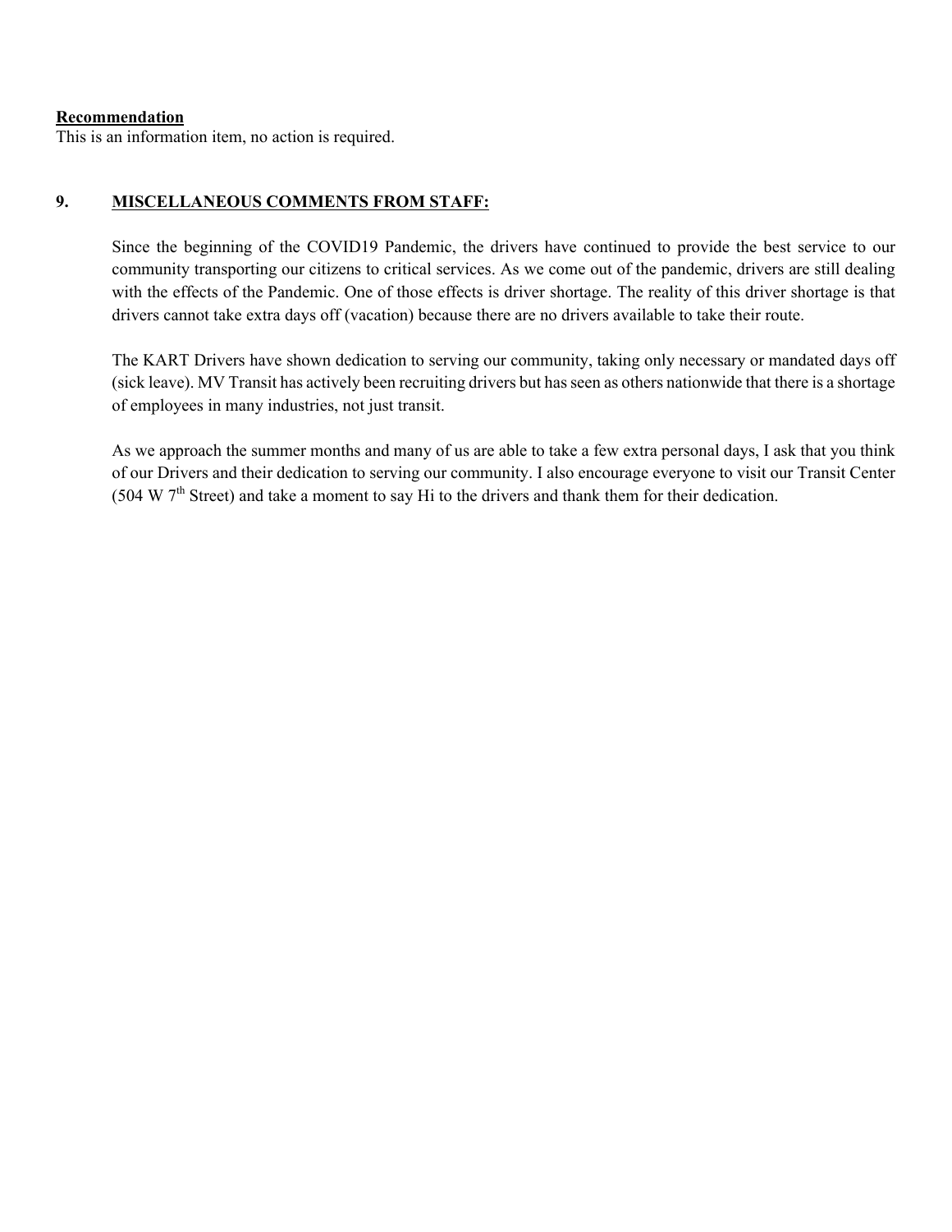**Recommendation**
This is an information item, no action is required.

## 9. MISCELLANEOUS COMMENTS FROM STAFF:

Since the beginning of the COVID19 Pandemic, the drivers have continued to provide the best service to our community transporting our citizens to critical services. As we come out of the pandemic, drivers are still dealing with the effects of the Pandemic. One of those effects is driver shortage. The reality of this driver shortage is that drivers cannot take extra days off (vacation) because there are no drivers available to take their route.

The KART Drivers have shown dedication to serving our community, taking only necessary or mandated days off (sick leave). MV Transit has actively been recruiting drivers but has seen as others nationwide that there is a shortage of employees in many industries, not just transit.

As we approach the summer months and many of us are able to take a few extra personal days, I ask that you think of our Drivers and their dedication to serving our community. I also encourage everyone to visit our Transit Center (504 W 7th Street) and take a moment to say Hi to the drivers and thank them for their dedication.